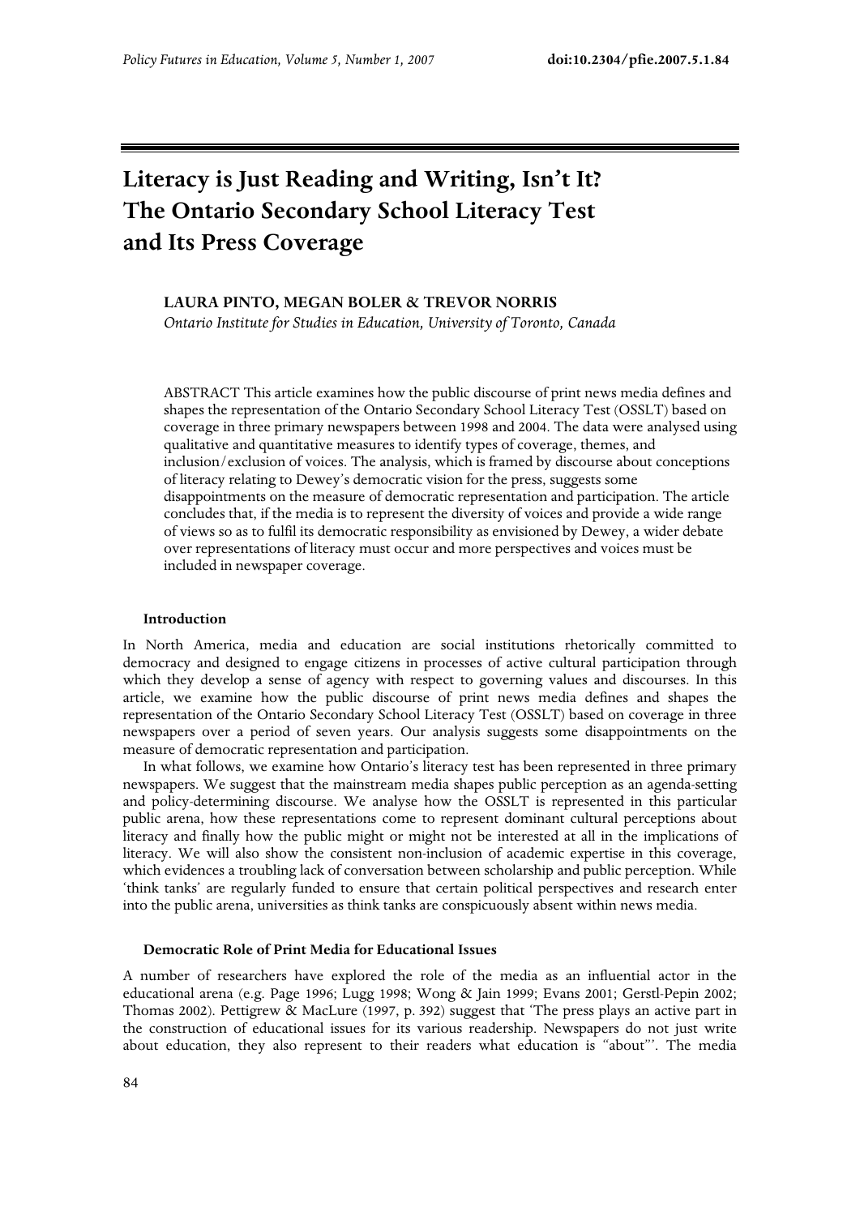# Literacy is Just Reading and Writing, Isn't It? The Ontario Secondary School Literacy Test and Its Press Coverage

**LAURA PINTO, MEGAN BOLER & TREVOR NORRIS**

*Ontario Institute for Studies in Education, University of Toronto, Canada*

ABSTRACT This article examines how the public discourse of print news media defines and shapes the representation of the Ontario Secondary School Literacy Test (OSSLT) based on coverage in three primary newspapers between 1998 and 2004. The data were analysed using qualitative and quantitative measures to identify types of coverage, themes, and inclusion/exclusion of voices. The analysis, which is framed by discourse about conceptions of literacy relating to Dewey's democratic vision for the press, suggests some disappointments on the measure of democratic representation and participation. The article concludes that, if the media is to represent the diversity of voices and provide a wide range of views so as to fulfil its democratic responsibility as envisioned by Dewey, a wider debate over representations of literacy must occur and more perspectives and voices must be included in newspaper coverage.

## Introduction

In North America, media and education are social institutions rhetorically committed to democracy and designed to engage citizens in processes of active cultural participation through which they develop a sense of agency with respect to governing values and discourses. In this article, we examine how the public discourse of print news media defines and shapes the representation of the Ontario Secondary School Literacy Test (OSSLT) based on coverage in three newspapers over a period of seven years. Our analysis suggests some disappointments on the measure of democratic representation and participation.

In what follows, we examine how Ontario's literacy test has been represented in three primary newspapers. We suggest that the mainstream media shapes public perception as an agenda-setting and policy-determining discourse. We analyse how the OSSLT is represented in this particular public arena, how these representations come to represent dominant cultural perceptions about literacy and finally how the public might or might not be interested at all in the implications of literacy. We will also show the consistent non-inclusion of academic expertise in this coverage, which evidences a troubling lack of conversation between scholarship and public perception. While 'think tanks' are regularly funded to ensure that certain political perspectives and research enter into the public arena, universities as think tanks are conspicuously absent within news media.

## Democratic Role of Print Media for Educational Issues

A number of researchers have explored the role of the media as an influential actor in the educational arena (e.g. Page 1996; Lugg 1998; Wong & Jain 1999; Evans 2001; Gerstl-Pepin 2002; Thomas 2002). Pettigrew & MacLure (1997, p. 392) suggest that 'The press plays an active part in the construction of educational issues for its various readership. Newspapers do not just write about education, they also represent to their readers what education is "about"'. The media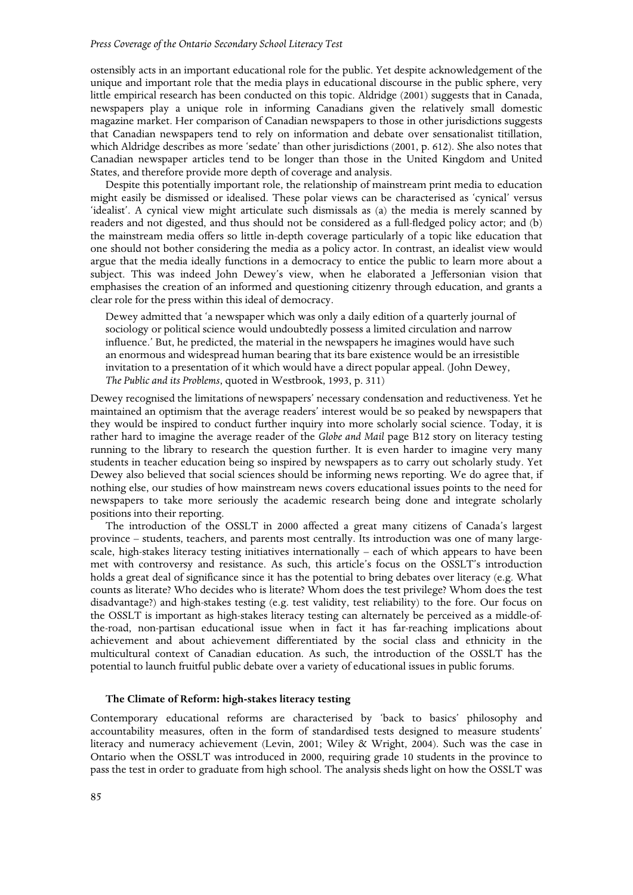ostensibly acts in an important educational role for the public. Yet despite acknowledgement of the unique and important role that the media plays in educational discourse in the public sphere, very little empirical research has been conducted on this topic. Aldridge (2001) suggests that in Canada, newspapers play a unique role in informing Canadians given the relatively small domestic magazine market. Her comparison of Canadian newspapers to those in other jurisdictions suggests that Canadian newspapers tend to rely on information and debate over sensationalist titillation, which Aldridge describes as more 'sedate' than other jurisdictions (2001, p. 612). She also notes that Canadian newspaper articles tend to be longer than those in the United Kingdom and United States, and therefore provide more depth of coverage and analysis.

Despite this potentially important role, the relationship of mainstream print media to education might easily be dismissed or idealised. These polar views can be characterised as 'cynical' versus 'idealist'. A cynical view might articulate such dismissals as (a) the media is merely scanned by readers and not digested, and thus should not be considered as a full-fledged policy actor; and (b) the mainstream media offers so little in-depth coverage particularly of a topic like education that one should not bother considering the media as a policy actor. In contrast, an idealist view would argue that the media ideally functions in a democracy to entice the public to learn more about a subject. This was indeed John Dewey's view, when he elaborated a Jeffersonian vision that emphasises the creation of an informed and questioning citizenry through education, and grants a clear role for the press within this ideal of democracy.

> Dewey admitted that 'a newspaper which was only a daily edition of a quarterly journal of sociology or political science would undoubtedly possess a limited circulation and narrow influence.' But, he predicted, the material in the newspapers he imagines would have such an enormous and widespread human bearing that its bare existence would be an irresistible invitation to a presentation of it which would have a direct popular appeal. (John Dewey, *The Public and its Problems*, quoted in Westbrook, 1993, p. 311)

Dewey recognised the limitations of newspapers' necessary condensation and reductiveness. Yet he maintained an optimism that the average readers' interest would be so peaked by newspapers that they would be inspired to conduct further inquiry into more scholarly social science. Today, it is rather hard to imagine the average reader of the *Globe and Mail* page B12 story on literacy testing running to the library to research the question further. It is even harder to imagine very many students in teacher education being so inspired by newspapers as to carry out scholarly study. Yet Dewey also believed that social sciences should be informing news reporting. We do agree that, if nothing else, our studies of how mainstream news covers educational issues points to the need for newspapers to take more seriously the academic research being done and integrate scholarly positions into their reporting.

The introduction of the OSSLT in 2000 affected a great many citizens of Canada's largest province – students, teachers, and parents most centrally. Its introduction was one of many large-scale, high-stakes literacy testing initiatives internationally – each of which appears to have been met with controversy and resistance. As such, this article's focus on the OSSLT's introduction holds a great deal of significance since it has the potential to bring debates over literacy (e.g. What counts as literate? Who decides who is literate? Whom does the test privilege? Whom does the test disadvantage?) and high-stakes testing (e.g. test validity, test reliability) to the fore. Our focus on the OSSLT is important as high-stakes literacy testing can alternately be perceived as a middle-of-the-road, non-partisan educational issue when in fact it has far-reaching implications about achievement and about achievement differentiated by the social class and ethnicity in the multicultural context of Canadian education. As such, the introduction of the OSSLT has the potential to launch fruitful public debate over a variety of educational issues in public forums.

### The Climate of Reform: high-stakes literacy testing

Contemporary educational reforms are characterised by 'back to basics' philosophy and accountability measures, often in the form of standardised tests designed to measure students' literacy and numeracy achievement (Levin, 2001; Wiley & Wright, 2004). Such was the case in Ontario when the OSSLT was introduced in 2000, requiring grade 10 students in the province to pass the test in order to graduate from high school. The analysis sheds light on how the OSSLT was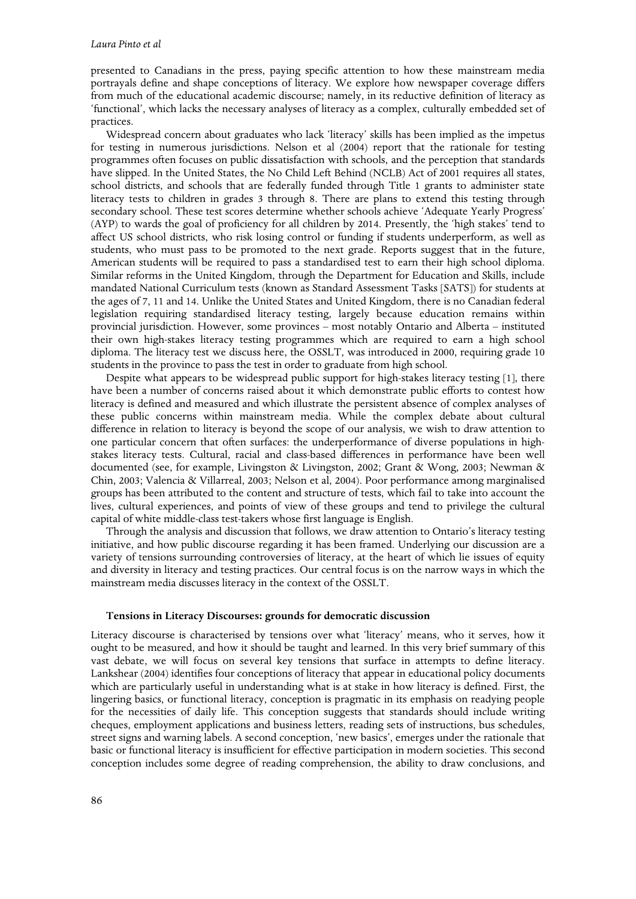presented to Canadians in the press, paying specific attention to how these mainstream media portrayals define and shape conceptions of literacy. We explore how newspaper coverage differs from much of the educational academic discourse; namely, in its reductive definition of literacy as 'functional', which lacks the necessary analyses of literacy as a complex, culturally embedded set of practices.

Widespread concern about graduates who lack 'literacy' skills has been implied as the impetus for testing in numerous jurisdictions. Nelson et al (2004) report that the rationale for testing programmes often focuses on public dissatisfaction with schools, and the perception that standards have slipped. In the United States, the No Child Left Behind (NCLB) Act of 2001 requires all states, school districts, and schools that are federally funded through Title 1 grants to administer state literacy tests to children in grades 3 through 8. There are plans to extend this testing through secondary school. These test scores determine whether schools achieve 'Adequate Yearly Progress' (AYP) to wards the goal of proficiency for all children by 2014. Presently, the 'high stakes' tend to affect US school districts, who risk losing control or funding if students underperform, as well as students, who must pass to be promoted to the next grade. Reports suggest that in the future, American students will be required to pass a standardised test to earn their high school diploma. Similar reforms in the United Kingdom, through the Department for Education and Skills, include mandated National Curriculum tests (known as Standard Assessment Tasks [SATS]) for students at the ages of 7, 11 and 14. Unlike the United States and United Kingdom, there is no Canadian federal legislation requiring standardised literacy testing, largely because education remains within provincial jurisdiction. However, some provinces – most notably Ontario and Alberta – instituted their own high-stakes literacy testing programmes which are required to earn a high school diploma. The literacy test we discuss here, the OSSLT, was introduced in 2000, requiring grade 10 students in the province to pass the test in order to graduate from high school.

Despite what appears to be widespread public support for high-stakes literacy testing [1], there have been a number of concerns raised about it which demonstrate public efforts to contest how literacy is defined and measured and which illustrate the persistent absence of complex analyses of these public concerns within mainstream media. While the complex debate about cultural difference in relation to literacy is beyond the scope of our analysis, we wish to draw attention to one particular concern that often surfaces: the underperformance of diverse populations in high-stakes literacy tests. Cultural, racial and class-based differences in performance have been well documented (see, for example, Livingston & Livingston, 2002; Grant & Wong, 2003; Newman & Chin, 2003; Valencia & Villarreal, 2003; Nelson et al, 2004). Poor performance among marginalised groups has been attributed to the content and structure of tests, which fail to take into account the lives, cultural experiences, and points of view of these groups and tend to privilege the cultural capital of white middle-class test-takers whose first language is English.

Through the analysis and discussion that follows, we draw attention to Ontario's literacy testing initiative, and how public discourse regarding it has been framed. Underlying our discussion are a variety of tensions surrounding controversies of literacy, at the heart of which lie issues of equity and diversity in literacy and testing practices. Our central focus is on the narrow ways in which the mainstream media discusses literacy in the context of the OSSLT.

## Tensions in Literacy Discourses: grounds for democratic discussion

Literacy discourse is characterised by tensions over what 'literacy' means, who it serves, how it ought to be measured, and how it should be taught and learned. In this very brief summary of this vast debate, we will focus on several key tensions that surface in attempts to define literacy. Lankshear (2004) identifies four conceptions of literacy that appear in educational policy documents which are particularly useful in understanding what is at stake in how literacy is defined. First, the lingering basics, or functional literacy, conception is pragmatic in its emphasis on readying people for the necessities of daily life. This conception suggests that standards should include writing cheques, employment applications and business letters, reading sets of instructions, bus schedules, street signs and warning labels. A second conception, 'new basics', emerges under the rationale that basic or functional literacy is insufficient for effective participation in modern societies. This second conception includes some degree of reading comprehension, the ability to draw conclusions, and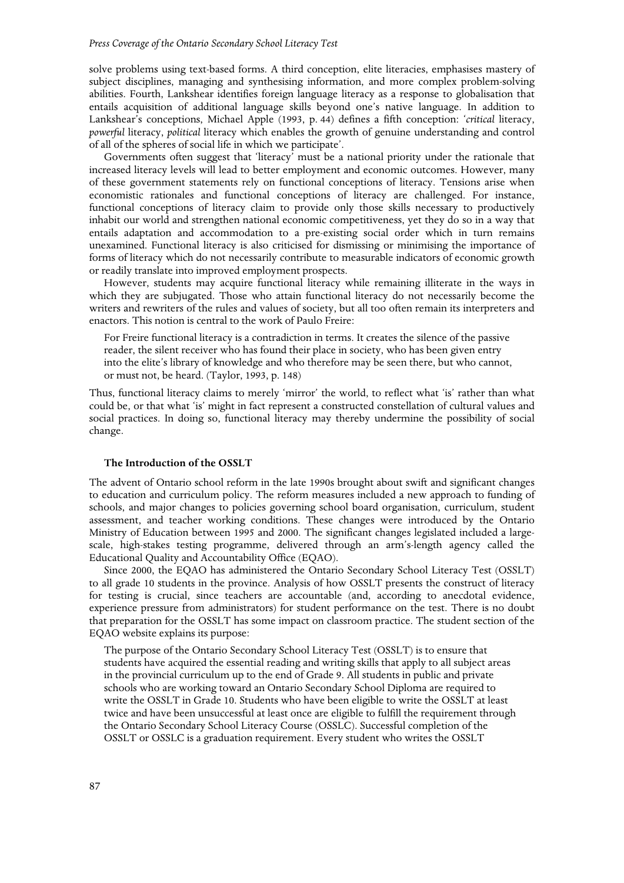solve problems using text-based forms. A third conception, elite literacies, emphasises mastery of subject disciplines, managing and synthesising information, and more complex problem-solving abilities. Fourth, Lankshear identifies foreign language literacy as a response to globalisation that entails acquisition of additional language skills beyond one's native language. In addition to Lankshear's conceptions, Michael Apple (1993, p. 44) defines a fifth conception: '*critical* literacy, *powerful* literacy, *political* literacy which enables the growth of genuine understanding and control of all of the spheres of social life in which we participate'.

Governments often suggest that 'literacy' must be a national priority under the rationale that increased literacy levels will lead to better employment and economic outcomes. However, many of these government statements rely on functional conceptions of literacy. Tensions arise when economistic rationales and functional conceptions of literacy are challenged. For instance, functional conceptions of literacy claim to provide only those skills necessary to productively inhabit our world and strengthen national economic competitiveness, yet they do so in a way that entails adaptation and accommodation to a pre-existing social order which in turn remains unexamined. Functional literacy is also criticised for dismissing or minimising the importance of forms of literacy which do not necessarily contribute to measurable indicators of economic growth or readily translate into improved employment prospects.

However, students may acquire functional literacy while remaining illiterate in the ways in which they are subjugated. Those who attain functional literacy do not necessarily become the writers and rewriters of the rules and values of society, but all too often remain its interpreters and enactors. This notion is central to the work of Paulo Freire:

> For Freire functional literacy is a contradiction in terms. It creates the silence of the passive reader, the silent receiver who has found their place in society, who has been given entry into the elite's library of knowledge and who therefore may be seen there, but who cannot, or must not, be heard. (Taylor, 1993, p. 148)

Thus, functional literacy claims to merely 'mirror' the world, to reflect what 'is' rather than what could be, or that what 'is' might in fact represent a constructed constellation of cultural values and social practices. In doing so, functional literacy may thereby undermine the possibility of social change.

## The Introduction of the OSSLT

The advent of Ontario school reform in the late 1990s brought about swift and significant changes to education and curriculum policy. The reform measures included a new approach to funding of schools, and major changes to policies governing school board organisation, curriculum, student assessment, and teacher working conditions. These changes were introduced by the Ontario Ministry of Education between 1995 and 2000. The significant changes legislated included a large-scale, high-stakes testing programme, delivered through an arm's-length agency called the Educational Quality and Accountability Office (EQAO).

Since 2000, the EQAO has administered the Ontario Secondary School Literacy Test (OSSLT) to all grade 10 students in the province. Analysis of how OSSLT presents the construct of literacy for testing is crucial, since teachers are accountable (and, according to anecdotal evidence, experience pressure from administrators) for student performance on the test. There is no doubt that preparation for the OSSLT has some impact on classroom practice. The student section of the EQAO website explains its purpose:

> The purpose of the Ontario Secondary School Literacy Test (OSSLT) is to ensure that students have acquired the essential reading and writing skills that apply to all subject areas in the provincial curriculum up to the end of Grade 9. All students in public and private schools who are working toward an Ontario Secondary School Diploma are required to write the OSSLT in Grade 10. Students who have been eligible to write the OSSLT at least twice and have been unsuccessful at least once are eligible to fulfill the requirement through the Ontario Secondary School Literacy Course (OSSLC). Successful completion of the OSSLT or OSSLC is a graduation requirement. Every student who writes the OSSLT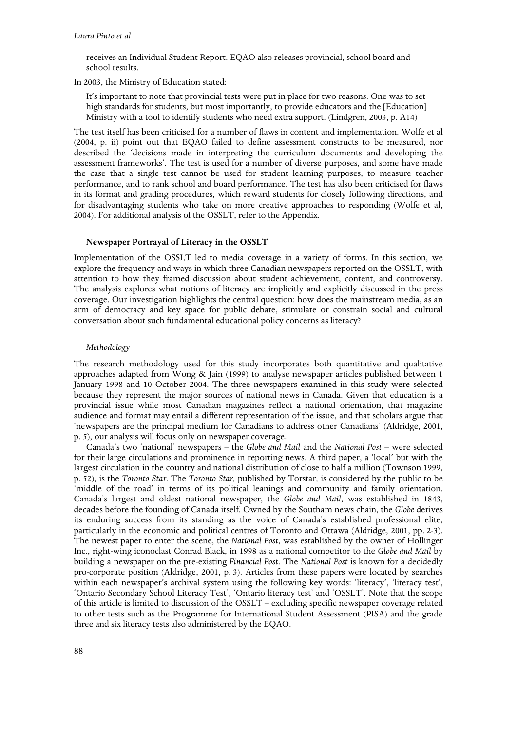receives an Individual Student Report. EQAO also releases provincial, school board and school results.

In 2003, the Ministry of Education stated:

> It's important to note that provincial tests were put in place for two reasons. One was to set high standards for students, but most importantly, to provide educators and the [Education] Ministry with a tool to identify students who need extra support. (Lindgren, 2003, p. A14)

The test itself has been criticised for a number of flaws in content and implementation. Wolfe et al (2004, p. ii) point out that EQAO failed to define assessment constructs to be measured, nor described the 'decisions made in interpreting the curriculum documents and developing the assessment frameworks'. The test is used for a number of diverse purposes, and some have made the case that a single test cannot be used for student learning purposes, to measure teacher performance, and to rank school and board performance. The test has also been criticised for flaws in its format and grading procedures, which reward students for closely following directions, and for disadvantaging students who take on more creative approaches to responding (Wolfe et al, 2004). For additional analysis of the OSSLT, refer to the Appendix.

## Newspaper Portrayal of Literacy in the OSSLT

Implementation of the OSSLT led to media coverage in a variety of forms. In this section, we explore the frequency and ways in which three Canadian newspapers reported on the OSSLT, with attention to how they framed discussion about student achievement, content, and controversy. The analysis explores what notions of literacy are implicitly and explicitly discussed in the press coverage. Our investigation highlights the central question: how does the mainstream media, as an arm of democracy and key space for public debate, stimulate or constrain social and cultural conversation about such fundamental educational policy concerns as literacy?

### *Methodology*

The research methodology used for this study incorporates both quantitative and qualitative approaches adapted from Wong & Jain (1999) to analyse newspaper articles published between 1 January 1998 and 10 October 2004. The three newspapers examined in this study were selected because they represent the major sources of national news in Canada. Given that education is a provincial issue while most Canadian magazines reflect a national orientation, that magazine audience and format may entail a different representation of the issue, and that scholars argue that 'newspapers are the principal medium for Canadians to address other Canadians' (Aldridge, 2001, p. 5), our analysis will focus only on newspaper coverage.

Canada's two 'national' newspapers – the *Globe and Mail* and the *National Post* – were selected for their large circulations and prominence in reporting news. A third paper, a 'local' but with the largest circulation in the country and national distribution of close to half a million (Townson 1999, p. 52), is the *Toronto Star*. The *Toronto Star*, published by Torstar, is considered by the public to be 'middle of the road' in terms of its political leanings and community and family orientation. Canada's largest and oldest national newspaper, the *Globe and Mail*, was established in 1843, decades before the founding of Canada itself. Owned by the Southam news chain, the *Globe* derives its enduring success from its standing as the voice of Canada's established professional elite, particularly in the economic and political centres of Toronto and Ottawa (Aldridge, 2001, pp. 2-3). The newest paper to enter the scene, the *National Post*, was established by the owner of Hollinger Inc., right-wing iconoclast Conrad Black, in 1998 as a national competitor to the *Globe and Mail* by building a newspaper on the pre-existing *Financial Post*. The *National Post* is known for a decidedly pro-corporate position (Aldridge, 2001, p. 3). Articles from these papers were located by searches within each newspaper's archival system using the following key words: 'literacy', 'literacy test', 'Ontario Secondary School Literacy Test', 'Ontario literacy test' and 'OSSLT'. Note that the scope of this article is limited to discussion of the OSSLT – excluding specific newspaper coverage related to other tests such as the Programme for International Student Assessment (PISA) and the grade three and six literacy tests also administered by the EQAO.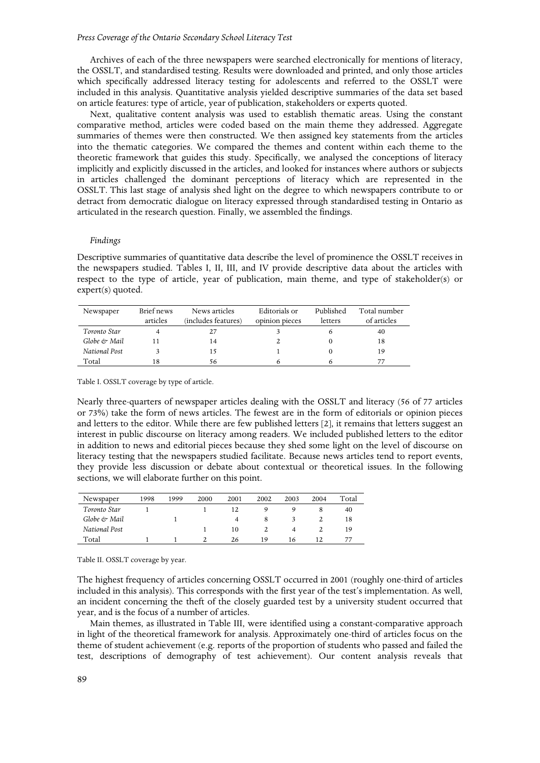Archives of each of the three newspapers were searched electronically for mentions of literacy, the OSSLT, and standardised testing. Results were downloaded and printed, and only those articles which specifically addressed literacy testing for adolescents and referred to the OSSLT were included in this analysis. Quantitative analysis yielded descriptive summaries of the data set based on article features: type of article, year of publication, stakeholders or experts quoted.

Next, qualitative content analysis was used to establish thematic areas. Using the constant comparative method, articles were coded based on the main theme they addressed. Aggregate summaries of themes were then constructed. We then assigned key statements from the articles into the thematic categories. We compared the themes and content within each theme to the theoretic framework that guides this study. Specifically, we analysed the conceptions of literacy implicitly and explicitly discussed in the articles, and looked for instances where authors or subjects in articles challenged the dominant perceptions of literacy which are represented in the OSSLT. This last stage of analysis shed light on the degree to which newspapers contribute to or detract from democratic dialogue on literacy expressed through standardised testing in Ontario as articulated in the research question. Finally, we assembled the findings.

### *Findings*

Descriptive summaries of quantitative data describe the level of prominence the OSSLT receives in the newspapers studied. Tables I, II, III, and IV provide descriptive data about the articles with respect to the type of article, year of publication, main theme, and type of stakeholder(s) or expert(s) quoted.

| Newspaper | Brief news articles | News articles (includes features) | Editorials or opinion pieces | Published letters | Total number of articles |
|---|---|---|---|---|---|
| *Toronto Star* | 4 | 27 | 3 | 6 | 40 |
| *Globe & Mail* | 11 | 14 | 2 | 0 | 18 |
| *National Post* | 3 | 15 | 1 | 0 | 19 |
| Total | 18 | 56 | 6 | 6 | 77 |

Table I. OSSLT coverage by type of article.

Nearly three-quarters of newspaper articles dealing with the OSSLT and literacy (56 of 77 articles or 73%) take the form of news articles. The fewest are in the form of editorials or opinion pieces and letters to the editor. While there are few published letters [2], it remains that letters suggest an interest in public discourse on literacy among readers. We included published letters to the editor in addition to news and editorial pieces because they shed some light on the level of discourse on literacy testing that the newspapers studied facilitate. Because news articles tend to report events, they provide less discussion or debate about contextual or theoretical issues. In the following sections, we will elaborate further on this point.

| Newspaper | 1998 | 1999 | 2000 | 2001 | 2002 | 2003 | 2004 | Total |
|---|---|---|---|---|---|---|---|---|
| *Toronto Star* | 1 | | 1 | 12 | 9 | 9 | 8 | 40 |
| *Globe & Mail* | | 1 | | 4 | 8 | 3 | 2 | 18 |
| *National Post* | | | 1 | 10 | 2 | 4 | 2 | 19 |
| Total | 1 | 1 | 2 | 26 | 19 | 16 | 12 | 77 |

Table II. OSSLT coverage by year.

The highest frequency of articles concerning OSSLT occurred in 2001 (roughly one-third of articles included in this analysis). This corresponds with the first year of the test's implementation. As well, an incident concerning the theft of the closely guarded test by a university student occurred that year, and is the focus of a number of articles.

Main themes, as illustrated in Table III, were identified using a constant-comparative approach in light of the theoretical framework for analysis. Approximately one-third of articles focus on the theme of student achievement (e.g. reports of the proportion of students who passed and failed the test, descriptions of demography of test achievement). Our content analysis reveals that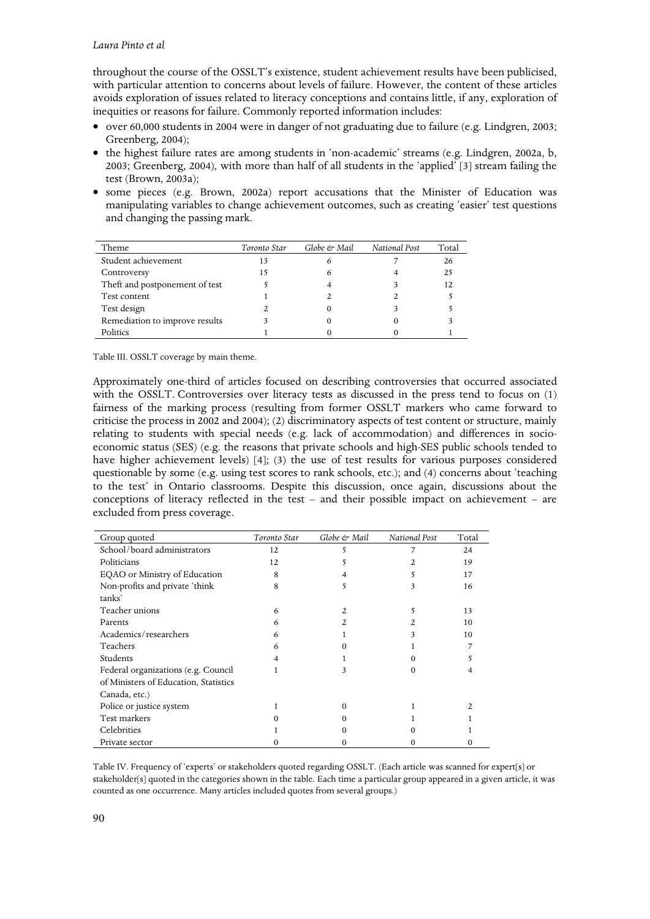throughout the course of the OSSLT's existence, student achievement results have been publicised, with particular attention to concerns about levels of failure. However, the content of these articles avoids exploration of issues related to literacy conceptions and contains little, if any, exploration of inequities or reasons for failure. Commonly reported information includes:

- over 60,000 students in 2004 were in danger of not graduating due to failure (e.g. Lindgren, 2003; Greenberg, 2004);
- the highest failure rates are among students in 'non-academic' streams (e.g. Lindgren, 2002a, b, 2003; Greenberg, 2004), with more than half of all students in the 'applied' [3] stream failing the test (Brown, 2003a);
- some pieces (e.g. Brown, 2002a) report accusations that the Minister of Education was manipulating variables to change achievement outcomes, such as creating 'easier' test questions and changing the passing mark.

| Theme | *Toronto Star* | *Globe & Mail* | *National Post* | Total |
|---|---|---|---|---|
| Student achievement | 13 | 6 | 7 | 26 |
| Controversy | 15 | 6 | 4 | 25 |
| Theft and postponement of test | 5 | 4 | 3 | 12 |
| Test content | 1 | 2 | 2 | 5 |
| Test design | 2 | 0 | 3 | 5 |
| Remediation to improve results | 3 | 0 | 0 | 3 |
| Politics | 1 | 0 | 0 | 1 |

Table III. OSSLT coverage by main theme.

Approximately one-third of articles focused on describing controversies that occurred associated with the OSSLT. Controversies over literacy tests as discussed in the press tend to focus on (1) fairness of the marking process (resulting from former OSSLT markers who came forward to criticise the process in 2002 and 2004); (2) discriminatory aspects of test content or structure, mainly relating to students with special needs (e.g. lack of accommodation) and differences in socio-economic status (SES) (e.g. the reasons that private schools and high-SES public schools tended to have higher achievement levels) [4]; (3) the use of test results for various purposes considered questionable by some (e.g. using test scores to rank schools, etc.); and (4) concerns about 'teaching to the test' in Ontario classrooms. Despite this discussion, once again, discussions about the conceptions of literacy reflected in the test – and their possible impact on achievement – are excluded from press coverage.

| Group quoted | *Toronto Star* | *Globe & Mail* | *National Post* | Total |
|---|---|---|---|---|
| School/board administrators | 12 | 5 | 7 | 24 |
| Politicians | 12 | 5 | 2 | 19 |
| EQAO or Ministry of Education | 8 | 4 | 5 | 17 |
| Non-profits and private 'think tanks' | 8 | 5 | 3 | 16 |
| Teacher unions | 6 | 2 | 5 | 13 |
| Parents | 6 | 2 | 2 | 10 |
| Academics/researchers | 6 | 1 | 3 | 10 |
| Teachers | 6 | 0 | 1 | 7 |
| Students | 4 | 1 | 0 | 5 |
| Federal organizations (e.g. Council of Ministers of Education, Statistics Canada, etc.) | 1 | 3 | 0 | 4 |
| Police or justice system | 1 | 0 | 1 | 2 |
| Test markers | 0 | 0 | 1 | 1 |
| Celebrities | 1 | 0 | 0 | 1 |
| Private sector | 0 | 0 | 0 | 0 |

Table IV. Frequency of 'experts' or stakeholders quoted regarding OSSLT. (Each article was scanned for expert[s] or stakeholder[s] quoted in the categories shown in the table. Each time a particular group appeared in a given article, it was counted as one occurrence. Many articles included quotes from several groups.)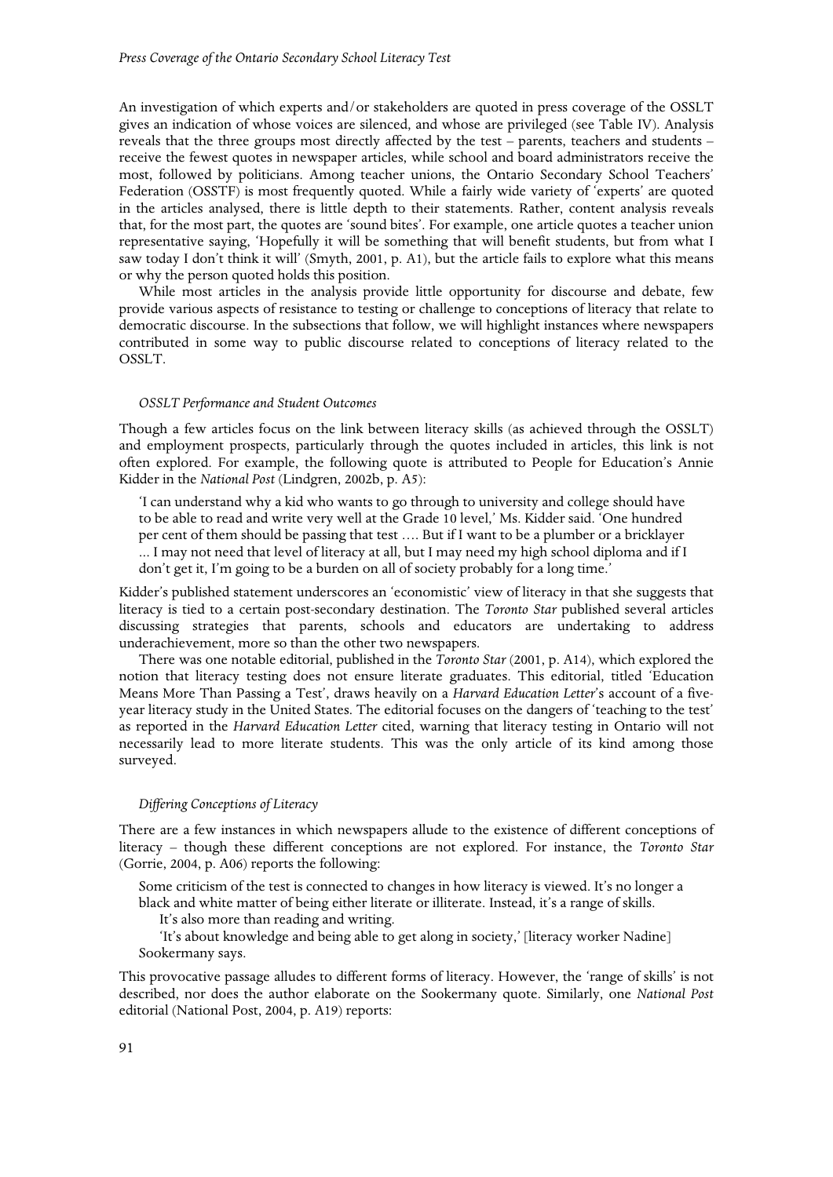An investigation of which experts and/or stakeholders are quoted in press coverage of the OSSLT gives an indication of whose voices are silenced, and whose are privileged (see Table IV). Analysis reveals that the three groups most directly affected by the test – parents, teachers and students – receive the fewest quotes in newspaper articles, while school and board administrators receive the most, followed by politicians. Among teacher unions, the Ontario Secondary School Teachers' Federation (OSSTF) is most frequently quoted. While a fairly wide variety of 'experts' are quoted in the articles analysed, there is little depth to their statements. Rather, content analysis reveals that, for the most part, the quotes are 'sound bites'. For example, one article quotes a teacher union representative saying, 'Hopefully it will be something that will benefit students, but from what I saw today I don't think it will' (Smyth, 2001, p. A1), but the article fails to explore what this means or why the person quoted holds this position.

While most articles in the analysis provide little opportunity for discourse and debate, few provide various aspects of resistance to testing or challenge to conceptions of literacy that relate to democratic discourse. In the subsections that follow, we will highlight instances where newspapers contributed in some way to public discourse related to conceptions of literacy related to the OSSLT.

### *OSSLT Performance and Student Outcomes*

Though a few articles focus on the link between literacy skills (as achieved through the OSSLT) and employment prospects, particularly through the quotes included in articles, this link is not often explored. For example, the following quote is attributed to People for Education's Annie Kidder in the *National Post* (Lindgren, 2002b, p. A5):

> 'I can understand why a kid who wants to go through to university and college should have to be able to read and write very well at the Grade 10 level,' Ms. Kidder said. 'One hundred per cent of them should be passing that test .... But if I want to be a plumber or a bricklayer ... I may not need that level of literacy at all, but I may need my high school diploma and if I don't get it, I'm going to be a burden on all of society probably for a long time.'

Kidder's published statement underscores an 'economistic' view of literacy in that she suggests that literacy is tied to a certain post-secondary destination. The *Toronto Star* published several articles discussing strategies that parents, schools and educators are undertaking to address underachievement, more so than the other two newspapers.

There was one notable editorial, published in the *Toronto Star* (2001, p. A14), which explored the notion that literacy testing does not ensure literate graduates. This editorial, titled 'Education Means More Than Passing a Test', draws heavily on a *Harvard Education Letter*'s account of a five-year literacy study in the United States. The editorial focuses on the dangers of 'teaching to the test' as reported in the *Harvard Education Letter* cited, warning that literacy testing in Ontario will not necessarily lead to more literate students. This was the only article of its kind among those surveyed.

### *Differing Conceptions of Literacy*

There are a few instances in which newspapers allude to the existence of different conceptions of literacy – though these different conceptions are not explored. For instance, the *Toronto Star* (Gorrie, 2004, p. A06) reports the following:

> Some criticism of the test is connected to changes in how literacy is viewed. It's no longer a black and white matter of being either literate or illiterate. Instead, it's a range of skills.
>
> It's also more than reading and writing.
>
> 'It's about knowledge and being able to get along in society,' [literacy worker Nadine] Sookermany says.

This provocative passage alludes to different forms of literacy. However, the 'range of skills' is not described, nor does the author elaborate on the Sookermany quote. Similarly, one *National Post* editorial (National Post, 2004, p. A19) reports: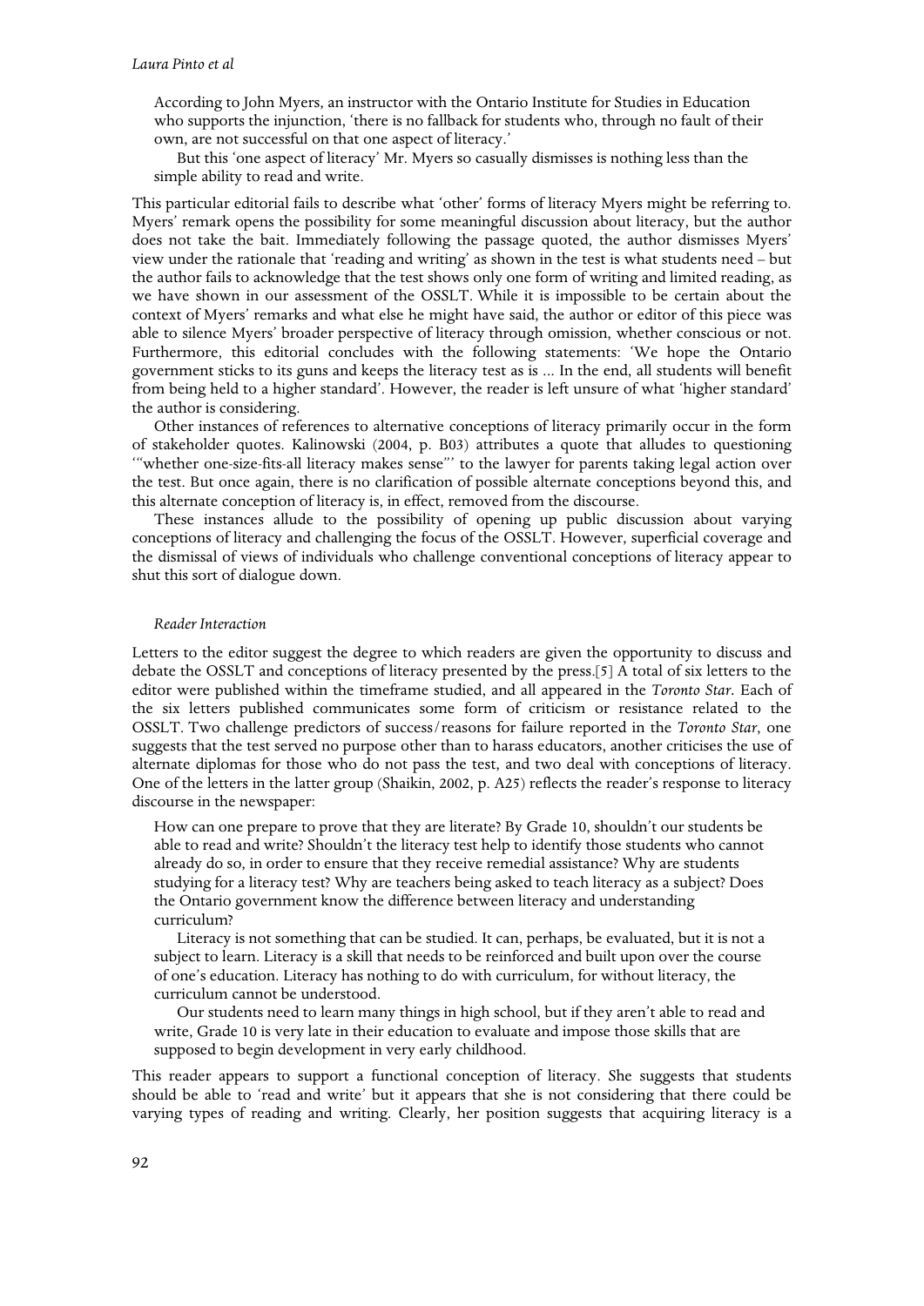> According to John Myers, an instructor with the Ontario Institute for Studies in Education who supports the injunction, 'there is no fallback for students who, through no fault of their own, are not successful on that one aspect of literacy.'
>
> But this 'one aspect of literacy' Mr. Myers so casually dismisses is nothing less than the simple ability to read and write.

This particular editorial fails to describe what 'other' forms of literacy Myers might be referring to. Myers' remark opens the possibility for some meaningful discussion about literacy, but the author does not take the bait. Immediately following the passage quoted, the author dismisses Myers' view under the rationale that 'reading and writing' as shown in the test is what students need – but the author fails to acknowledge that the test shows only one form of writing and limited reading, as we have shown in our assessment of the OSSLT. While it is impossible to be certain about the context of Myers' remarks and what else he might have said, the author or editor of this piece was able to silence Myers' broader perspective of literacy through omission, whether conscious or not. Furthermore, this editorial concludes with the following statements: 'We hope the Ontario government sticks to its guns and keeps the literacy test as is ... In the end, all students will benefit from being held to a higher standard'. However, the reader is left unsure of what 'higher standard' the author is considering.

Other instances of references to alternative conceptions of literacy primarily occur in the form of stakeholder quotes. Kalinowski (2004, p. B03) attributes a quote that alludes to questioning '"whether one-size-fits-all literacy makes sense"' to the lawyer for parents taking legal action over the test. But once again, there is no clarification of possible alternate conceptions beyond this, and this alternate conception of literacy is, in effect, removed from the discourse.

These instances allude to the possibility of opening up public discussion about varying conceptions of literacy and challenging the focus of the OSSLT. However, superficial coverage and the dismissal of views of individuals who challenge conventional conceptions of literacy appear to shut this sort of dialogue down.

### *Reader Interaction*

Letters to the editor suggest the degree to which readers are given the opportunity to discuss and debate the OSSLT and conceptions of literacy presented by the press.[5] A total of six letters to the editor were published within the timeframe studied, and all appeared in the *Toronto Star*. Each of the six letters published communicates some form of criticism or resistance related to the OSSLT. Two challenge predictors of success/reasons for failure reported in the *Toronto Star*, one suggests that the test served no purpose other than to harass educators, another criticises the use of alternate diplomas for those who do not pass the test, and two deal with conceptions of literacy. One of the letters in the latter group (Shaikin, 2002, p. A25) reflects the reader's response to literacy discourse in the newspaper:

> How can one prepare to prove that they are literate? By Grade 10, shouldn't our students be able to read and write? Shouldn't the literacy test help to identify those students who cannot already do so, in order to ensure that they receive remedial assistance? Why are students studying for a literacy test? Why are teachers being asked to teach literacy as a subject? Does the Ontario government know the difference between literacy and understanding curriculum?
>
> Literacy is not something that can be studied. It can, perhaps, be evaluated, but it is not a subject to learn. Literacy is a skill that needs to be reinforced and built upon over the course of one's education. Literacy has nothing to do with curriculum, for without literacy, the curriculum cannot be understood.
>
> Our students need to learn many things in high school, but if they aren't able to read and write, Grade 10 is very late in their education to evaluate and impose those skills that are supposed to begin development in very early childhood.

This reader appears to support a functional conception of literacy. She suggests that students should be able to 'read and write' but it appears that she is not considering that there could be varying types of reading and writing. Clearly, her position suggests that acquiring literacy is a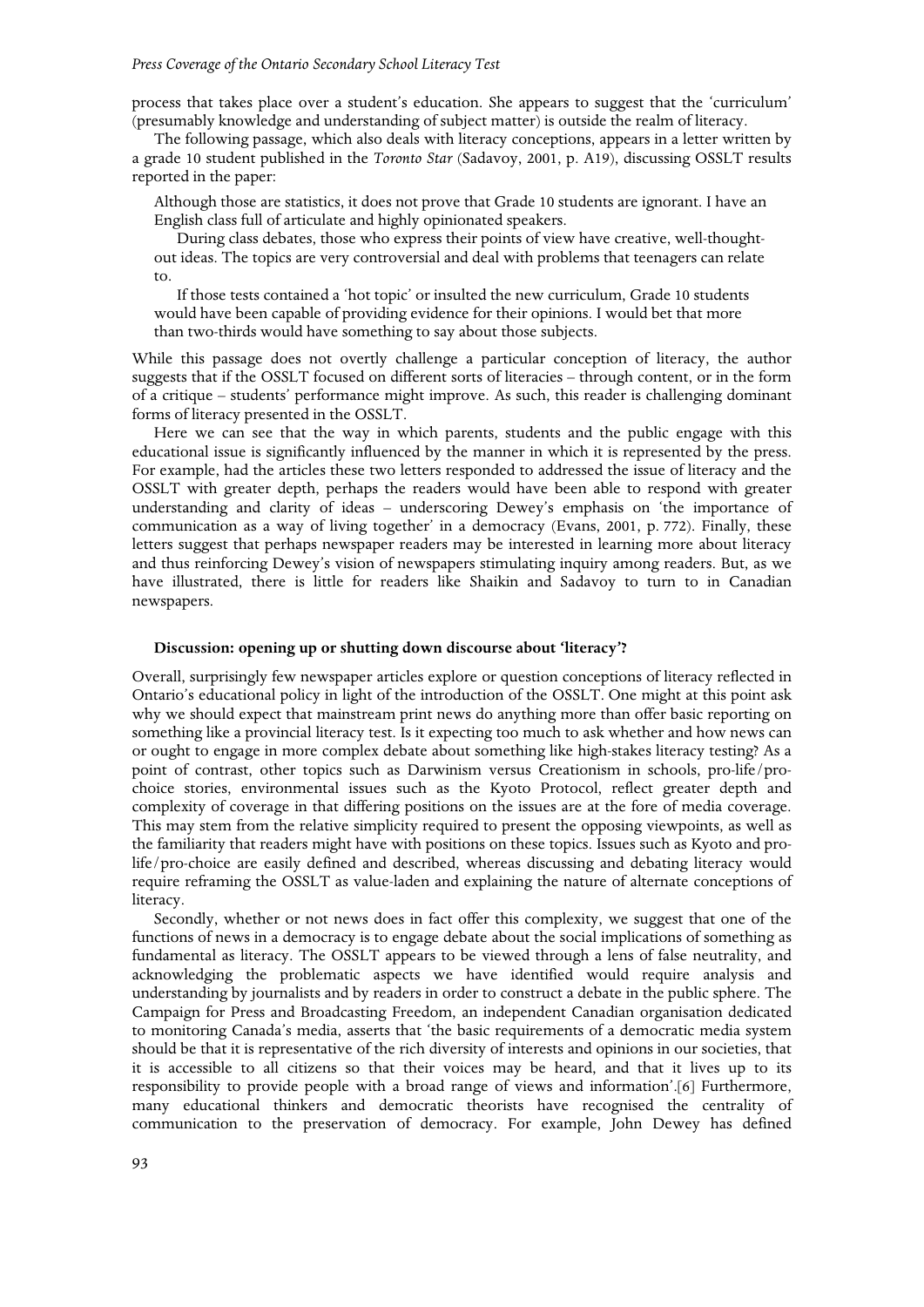process that takes place over a student's education. She appears to suggest that the 'curriculum' (presumably knowledge and understanding of subject matter) is outside the realm of literacy.

The following passage, which also deals with literacy conceptions, appears in a letter written by a grade 10 student published in the *Toronto Star* (Sadavoy, 2001, p. A19), discussing OSSLT results reported in the paper:

> Although those are statistics, it does not prove that Grade 10 students are ignorant. I have an English class full of articulate and highly opinionated speakers.
>
> During class debates, those who express their points of view have creative, well-thought-out ideas. The topics are very controversial and deal with problems that teenagers can relate to.
>
> If those tests contained a 'hot topic' or insulted the new curriculum, Grade 10 students would have been capable of providing evidence for their opinions. I would bet that more than two-thirds would have something to say about those subjects.

While this passage does not overtly challenge a particular conception of literacy, the author suggests that if the OSSLT focused on different sorts of literacies – through content, or in the form of a critique – students' performance might improve. As such, this reader is challenging dominant forms of literacy presented in the OSSLT.

Here we can see that the way in which parents, students and the public engage with this educational issue is significantly influenced by the manner in which it is represented by the press. For example, had the articles these two letters responded to addressed the issue of literacy and the OSSLT with greater depth, perhaps the readers would have been able to respond with greater understanding and clarity of ideas – underscoring Dewey's emphasis on 'the importance of communication as a way of living together' in a democracy (Evans, 2001, p. 772). Finally, these letters suggest that perhaps newspaper readers may be interested in learning more about literacy and thus reinforcing Dewey's vision of newspapers stimulating inquiry among readers. But, as we have illustrated, there is little for readers like Shaikin and Sadavoy to turn to in Canadian newspapers.

### Discussion: opening up or shutting down discourse about 'literacy'?

Overall, surprisingly few newspaper articles explore or question conceptions of literacy reflected in Ontario's educational policy in light of the introduction of the OSSLT. One might at this point ask why we should expect that mainstream print news do anything more than offer basic reporting on something like a provincial literacy test. Is it expecting too much to ask whether and how news can or ought to engage in more complex debate about something like high-stakes literacy testing? As a point of contrast, other topics such as Darwinism versus Creationism in schools, pro-life/pro-choice stories, environmental issues such as the Kyoto Protocol, reflect greater depth and complexity of coverage in that differing positions on the issues are at the fore of media coverage. This may stem from the relative simplicity required to present the opposing viewpoints, as well as the familiarity that readers might have with positions on these topics. Issues such as Kyoto and pro-life/pro-choice are easily defined and described, whereas discussing and debating literacy would require reframing the OSSLT as value-laden and explaining the nature of alternate conceptions of literacy.

Secondly, whether or not news does in fact offer this complexity, we suggest that one of the functions of news in a democracy is to engage debate about the social implications of something as fundamental as literacy. The OSSLT appears to be viewed through a lens of false neutrality, and acknowledging the problematic aspects we have identified would require analysis and understanding by journalists and by readers in order to construct a debate in the public sphere. The Campaign for Press and Broadcasting Freedom, an independent Canadian organisation dedicated to monitoring Canada's media, asserts that 'the basic requirements of a democratic media system should be that it is representative of the rich diversity of interests and opinions in our societies, that it is accessible to all citizens so that their voices may be heard, and that it lives up to its responsibility to provide people with a broad range of views and information'.[6] Furthermore, many educational thinkers and democratic theorists have recognised the centrality of communication to the preservation of democracy. For example, John Dewey has defined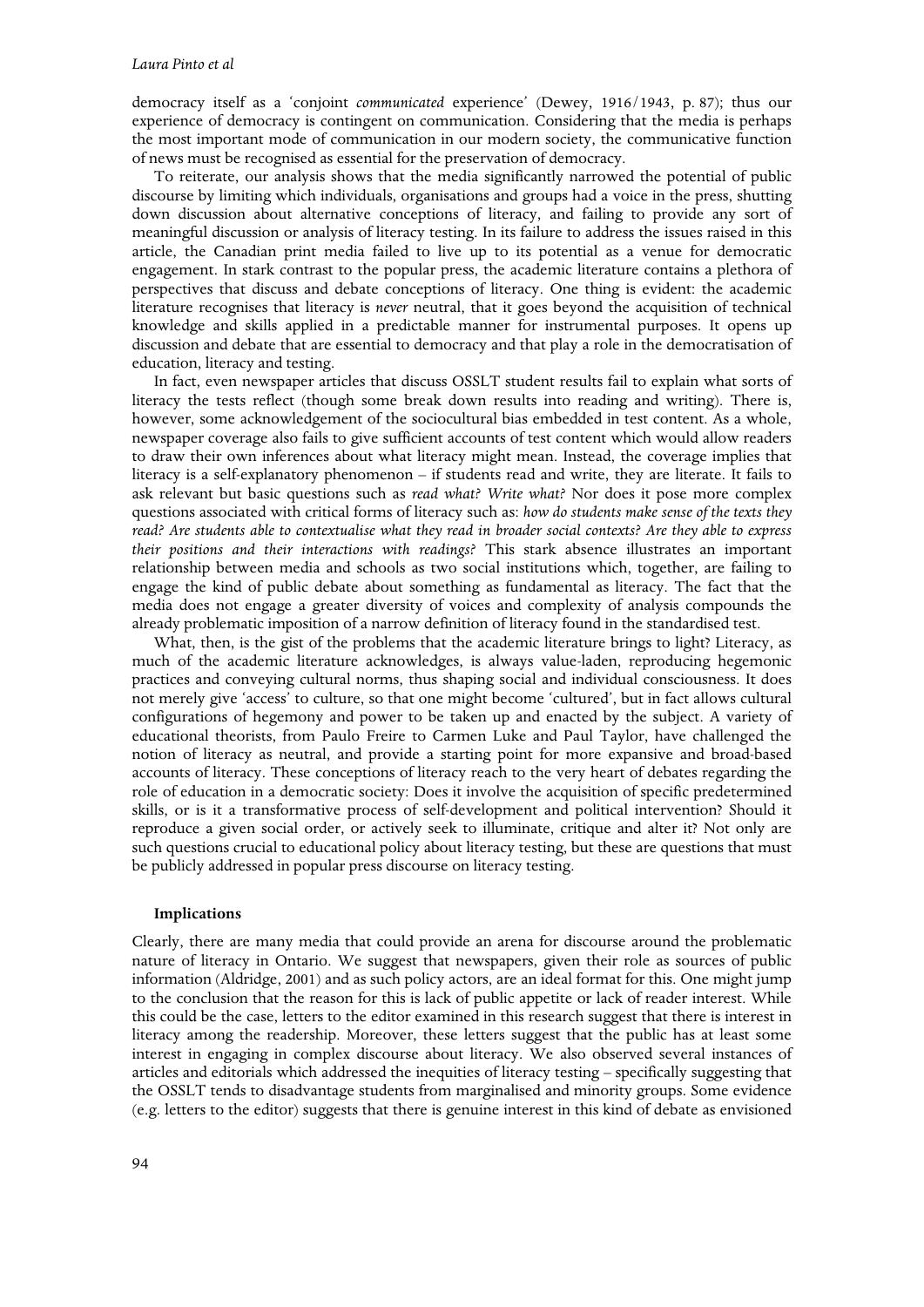democracy itself as a 'conjoint *communicated* experience' (Dewey, 1916/1943, p. 87); thus our experience of democracy is contingent on communication. Considering that the media is perhaps the most important mode of communication in our modern society, the communicative function of news must be recognised as essential for the preservation of democracy.

To reiterate, our analysis shows that the media significantly narrowed the potential of public discourse by limiting which individuals, organisations and groups had a voice in the press, shutting down discussion about alternative conceptions of literacy, and failing to provide any sort of meaningful discussion or analysis of literacy testing. In its failure to address the issues raised in this article, the Canadian print media failed to live up to its potential as a venue for democratic engagement. In stark contrast to the popular press, the academic literature contains a plethora of perspectives that discuss and debate conceptions of literacy. One thing is evident: the academic literature recognises that literacy is *never* neutral, that it goes beyond the acquisition of technical knowledge and skills applied in a predictable manner for instrumental purposes. It opens up discussion and debate that are essential to democracy and that play a role in the democratisation of education, literacy and testing.

In fact, even newspaper articles that discuss OSSLT student results fail to explain what sorts of literacy the tests reflect (though some break down results into reading and writing). There is, however, some acknowledgement of the sociocultural bias embedded in test content. As a whole, newspaper coverage also fails to give sufficient accounts of test content which would allow readers to draw their own inferences about what literacy might mean. Instead, the coverage implies that literacy is a self-explanatory phenomenon – if students read and write, they are literate. It fails to ask relevant but basic questions such as *read what? Write what?* Nor does it pose more complex questions associated with critical forms of literacy such as: *how do students make sense of the texts they read? Are students able to contextualise what they read in broader social contexts? Are they able to express their positions and their interactions with readings?* This stark absence illustrates an important relationship between media and schools as two social institutions which, together, are failing to engage the kind of public debate about something as fundamental as literacy. The fact that the media does not engage a greater diversity of voices and complexity of analysis compounds the already problematic imposition of a narrow definition of literacy found in the standardised test.

What, then, is the gist of the problems that the academic literature brings to light? Literacy, as much of the academic literature acknowledges, is always value-laden, reproducing hegemonic practices and conveying cultural norms, thus shaping social and individual consciousness. It does not merely give 'access' to culture, so that one might become 'cultured', but in fact allows cultural configurations of hegemony and power to be taken up and enacted by the subject. A variety of educational theorists, from Paulo Freire to Carmen Luke and Paul Taylor, have challenged the notion of literacy as neutral, and provide a starting point for more expansive and broad-based accounts of literacy. These conceptions of literacy reach to the very heart of debates regarding the role of education in a democratic society: Does it involve the acquisition of specific predetermined skills, or is it a transformative process of self-development and political intervention? Should it reproduce a given social order, or actively seek to illuminate, critique and alter it? Not only are such questions crucial to educational policy about literacy testing, but these are questions that must be publicly addressed in popular press discourse on literacy testing.

### Implications

Clearly, there are many media that could provide an arena for discourse around the problematic nature of literacy in Ontario. We suggest that newspapers, given their role as sources of public information (Aldridge, 2001) and as such policy actors, are an ideal format for this. One might jump to the conclusion that the reason for this is lack of public appetite or lack of reader interest. While this could be the case, letters to the editor examined in this research suggest that there is interest in literacy among the readership. Moreover, these letters suggest that the public has at least some interest in engaging in complex discourse about literacy. We also observed several instances of articles and editorials which addressed the inequities of literacy testing – specifically suggesting that the OSSLT tends to disadvantage students from marginalised and minority groups. Some evidence (e.g. letters to the editor) suggests that there is genuine interest in this kind of debate as envisioned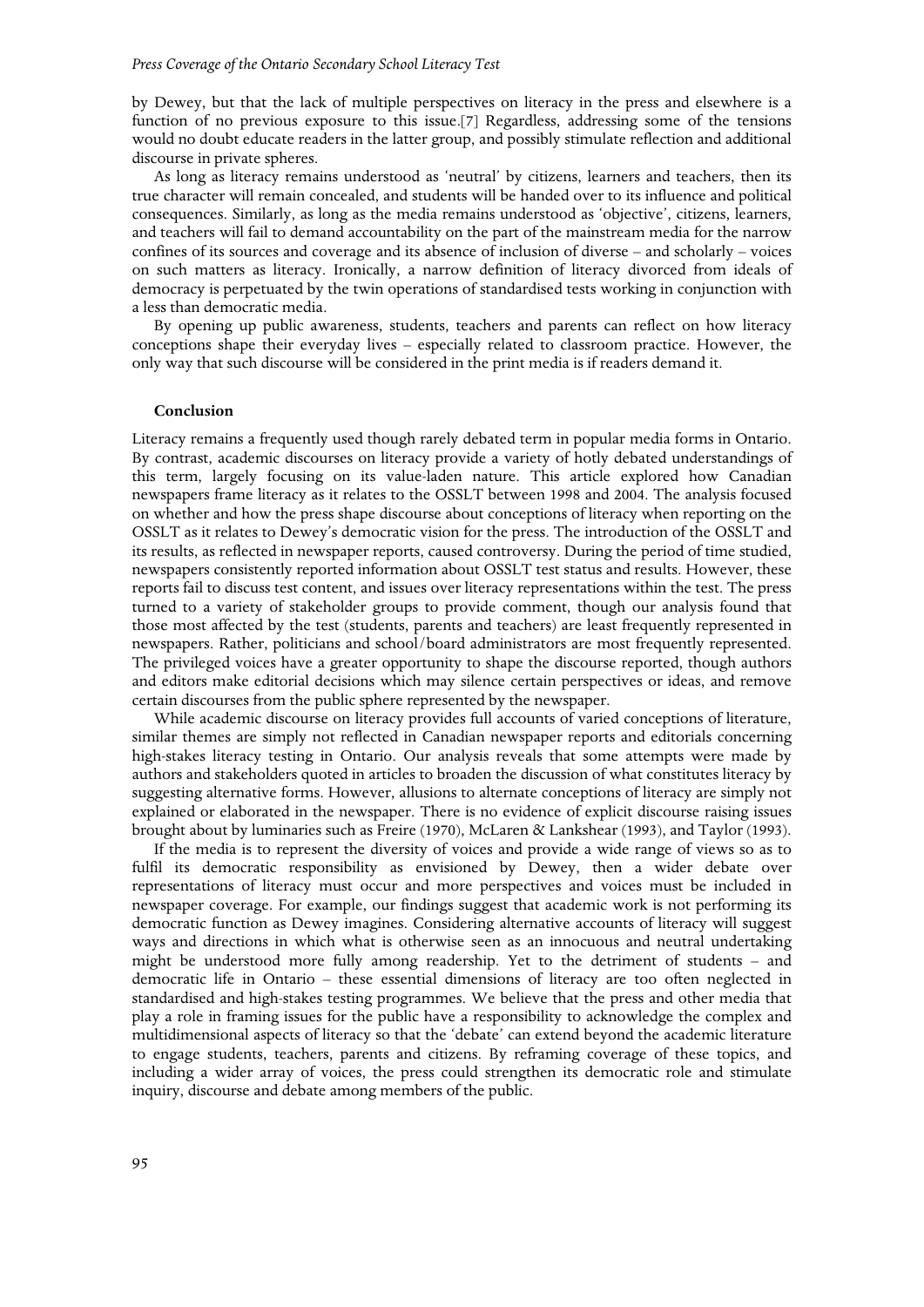by Dewey, but that the lack of multiple perspectives on literacy in the press and elsewhere is a function of no previous exposure to this issue.[7] Regardless, addressing some of the tensions would no doubt educate readers in the latter group, and possibly stimulate reflection and additional discourse in private spheres.

As long as literacy remains understood as 'neutral' by citizens, learners and teachers, then its true character will remain concealed, and students will be handed over to its influence and political consequences. Similarly, as long as the media remains understood as 'objective', citizens, learners, and teachers will fail to demand accountability on the part of the mainstream media for the narrow confines of its sources and coverage and its absence of inclusion of diverse – and scholarly – voices on such matters as literacy. Ironically, a narrow definition of literacy divorced from ideals of democracy is perpetuated by the twin operations of standardised tests working in conjunction with a less than democratic media.

By opening up public awareness, students, teachers and parents can reflect on how literacy conceptions shape their everyday lives – especially related to classroom practice. However, the only way that such discourse will be considered in the print media is if readers demand it.

## Conclusion

Literacy remains a frequently used though rarely debated term in popular media forms in Ontario. By contrast, academic discourses on literacy provide a variety of hotly debated understandings of this term, largely focusing on its value-laden nature. This article explored how Canadian newspapers frame literacy as it relates to the OSSLT between 1998 and 2004. The analysis focused on whether and how the press shape discourse about conceptions of literacy when reporting on the OSSLT as it relates to Dewey's democratic vision for the press. The introduction of the OSSLT and its results, as reflected in newspaper reports, caused controversy. During the period of time studied, newspapers consistently reported information about OSSLT test status and results. However, these reports fail to discuss test content, and issues over literacy representations within the test. The press turned to a variety of stakeholder groups to provide comment, though our analysis found that those most affected by the test (students, parents and teachers) are least frequently represented in newspapers. Rather, politicians and school/board administrators are most frequently represented. The privileged voices have a greater opportunity to shape the discourse reported, though authors and editors make editorial decisions which may silence certain perspectives or ideas, and remove certain discourses from the public sphere represented by the newspaper.

While academic discourse on literacy provides full accounts of varied conceptions of literature, similar themes are simply not reflected in Canadian newspaper reports and editorials concerning high-stakes literacy testing in Ontario. Our analysis reveals that some attempts were made by authors and stakeholders quoted in articles to broaden the discussion of what constitutes literacy by suggesting alternative forms. However, allusions to alternate conceptions of literacy are simply not explained or elaborated in the newspaper. There is no evidence of explicit discourse raising issues brought about by luminaries such as Freire (1970), McLaren & Lankshear (1993), and Taylor (1993).

If the media is to represent the diversity of voices and provide a wide range of views so as to fulfil its democratic responsibility as envisioned by Dewey, then a wider debate over representations of literacy must occur and more perspectives and voices must be included in newspaper coverage. For example, our findings suggest that academic work is not performing its democratic function as Dewey imagines. Considering alternative accounts of literacy will suggest ways and directions in which what is otherwise seen as an innocuous and neutral undertaking might be understood more fully among readership. Yet to the detriment of students – and democratic life in Ontario – these essential dimensions of literacy are too often neglected in standardised and high-stakes testing programmes. We believe that the press and other media that play a role in framing issues for the public have a responsibility to acknowledge the complex and multidimensional aspects of literacy so that the 'debate' can extend beyond the academic literature to engage students, teachers, parents and citizens. By reframing coverage of these topics, and including a wider array of voices, the press could strengthen its democratic role and stimulate inquiry, discourse and debate among members of the public.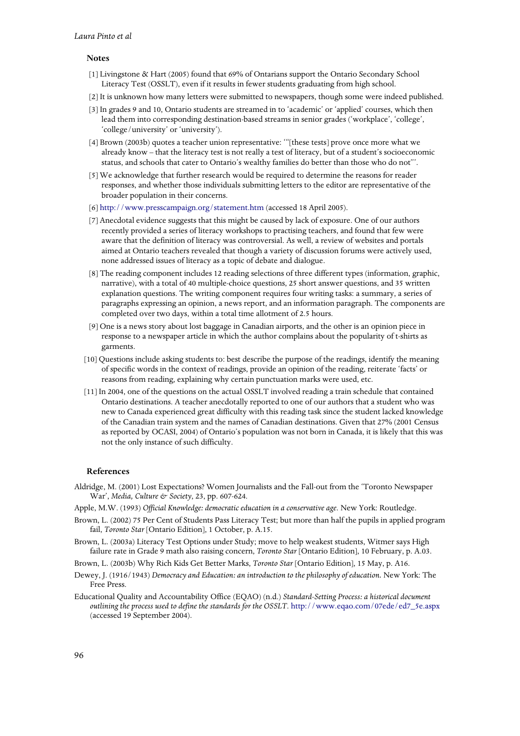## Notes

[1] Livingstone & Hart (2005) found that 69% of Ontarians support the Ontario Secondary School Literacy Test (OSSLT), even if it results in fewer students graduating from high school.

[2] It is unknown how many letters were submitted to newspapers, though some were indeed published.

[3] In grades 9 and 10, Ontario students are streamed in to 'academic' or 'applied' courses, which then lead them into corresponding destination-based streams in senior grades ('workplace', 'college', 'college/university' or 'university').

[4] Brown (2003b) quotes a teacher union representative: '"[these tests] prove once more what we already know – that the literacy test is not really a test of literacy, but of a student's socioeconomic status, and schools that cater to Ontario's wealthy families do better than those who do not"'.

[5] We acknowledge that further research would be required to determine the reasons for reader responses, and whether those individuals submitting letters to the editor are representative of the broader population in their concerns.

[6] http://www.presscampaign.org/statement.htm (accessed 18 April 2005).

[7] Anecdotal evidence suggests that this might be caused by lack of exposure. One of our authors recently provided a series of literacy workshops to practising teachers, and found that few were aware that the definition of literacy was controversial. As well, a review of websites and portals aimed at Ontario teachers revealed that though a variety of discussion forums were actively used, none addressed issues of literacy as a topic of debate and dialogue.

[8] The reading component includes 12 reading selections of three different types (information, graphic, narrative), with a total of 40 multiple-choice questions, 25 short answer questions, and 35 written explanation questions. The writing component requires four writing tasks: a summary, a series of paragraphs expressing an opinion, a news report, and an information paragraph. The components are completed over two days, within a total time allotment of 2.5 hours.

[9] One is a news story about lost baggage in Canadian airports, and the other is an opinion piece in response to a newspaper article in which the author complains about the popularity of t-shirts as garments.

[10] Questions include asking students to: best describe the purpose of the readings, identify the meaning of specific words in the context of readings, provide an opinion of the reading, reiterate 'facts' or reasons from reading, explaining why certain punctuation marks were used, etc.

[11] In 2004, one of the questions on the actual OSSLT involved reading a train schedule that contained Ontario destinations. A teacher anecdotally reported to one of our authors that a student who was new to Canada experienced great difficulty with this reading task since the student lacked knowledge of the Canadian train system and the names of Canadian destinations. Given that 27% (2001 Census as reported by OCASI, 2004) of Ontario's population was not born in Canada, it is likely that this was not the only instance of such difficulty.

## References

Aldridge, M. (2001) Lost Expectations? Women Journalists and the Fall-out from the 'Toronto Newspaper War', *Media, Culture & Society*, 23, pp. 607-624.

Apple, M.W. (1993) *Official Knowledge: democratic education in a conservative age.* New York: Routledge.

Brown, L. (2002) 75 Per Cent of Students Pass Literacy Test; but more than half the pupils in applied program fail, *Toronto Star* [Ontario Edition], 1 October, p. A.15.

Brown, L. (2003a) Literacy Test Options under Study; move to help weakest students, Witmer says High failure rate in Grade 9 math also raising concern, *Toronto Star* [Ontario Edition], 10 February, p. A.03.

Brown, L. (2003b) Why Rich Kids Get Better Marks, *Toronto Star* [Ontario Edition], 15 May, p. A16.

Dewey, J. (1916/1943) *Democracy and Education: an introduction to the philosophy of education.* New York: The Free Press.

Educational Quality and Accountability Office (EQAO) (n.d.) *Standard-Setting Process: a historical document outlining the process used to define the standards for the OSSLT*. http://www.eqao.com/07ede/ed7_5e.aspx (accessed 19 September 2004).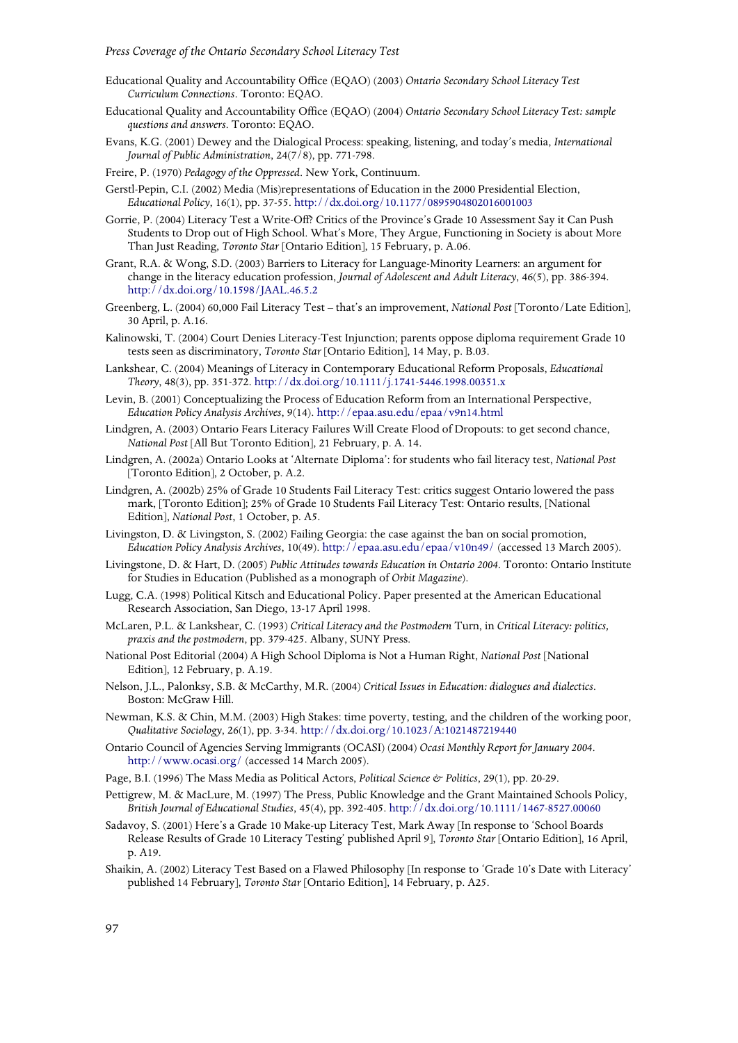Educational Quality and Accountability Office (EQAO) (2003) *Ontario Secondary School Literacy Test Curriculum Connections*. Toronto: EQAO.

Educational Quality and Accountability Office (EQAO) (2004) *Ontario Secondary School Literacy Test: sample questions and answers*. Toronto: EQAO.

Evans, K.G. (2001) Dewey and the Dialogical Process: speaking, listening, and today's media, *International Journal of Public Administration*, 24(7/8), pp. 771-798.

Freire, P. (1970) *Pedagogy of the Oppressed*. New York, Continuum.

Gerstl-Pepin, C.I. (2002) Media (Mis)representations of Education in the 2000 Presidential Election, *Educational Policy*, 16(1), pp. 37-55. http://dx.doi.org/10.1177/0895904802016001003

Gorrie, P. (2004) Literacy Test a Write-Off? Critics of the Province's Grade 10 Assessment Say it Can Push Students to Drop out of High School. What's More, They Argue, Functioning in Society is about More Than Just Reading, *Toronto Star* [Ontario Edition], 15 February, p. A.06.

Grant, R.A. & Wong, S.D. (2003) Barriers to Literacy for Language-Minority Learners: an argument for change in the literacy education profession, *Journal of Adolescent and Adult Literacy*, 46(5), pp. 386-394. http://dx.doi.org/10.1598/JAAL.46.5.2

Greenberg, L. (2004) 60,000 Fail Literacy Test – that's an improvement, *National Post* [Toronto/Late Edition], 30 April, p. A.16.

Kalinowski, T. (2004) Court Denies Literacy-Test Injunction; parents oppose diploma requirement Grade 10 tests seen as discriminatory, *Toronto Star* [Ontario Edition], 14 May, p. B.03.

Lankshear, C. (2004) Meanings of Literacy in Contemporary Educational Reform Proposals, *Educational Theory*, 48(3), pp. 351-372. http://dx.doi.org/10.1111/j.1741-5446.1998.00351.x

Levin, B. (2001) Conceptualizing the Process of Education Reform from an International Perspective, *Education Policy Analysis Archives*, 9(14). http://epaa.asu.edu/epaa/v9n14.html

Lindgren, A. (2003) Ontario Fears Literacy Failures Will Create Flood of Dropouts: to get second chance, *National Post* [All But Toronto Edition], 21 February, p. A. 14.

Lindgren, A. (2002a) Ontario Looks at 'Alternate Diploma': for students who fail literacy test, *National Post* [Toronto Edition], 2 October, p. A.2.

Lindgren, A. (2002b) 25% of Grade 10 Students Fail Literacy Test: critics suggest Ontario lowered the pass mark, [Toronto Edition]; 25% of Grade 10 Students Fail Literacy Test: Ontario results, [National Edition], *National Post*, 1 October, p. A5.

Livingston, D. & Livingston, S. (2002) Failing Georgia: the case against the ban on social promotion, *Education Policy Analysis Archives*, 10(49). http://epaa.asu.edu/epaa/v10n49/ (accessed 13 March 2005).

Livingstone, D. & Hart, D. (2005) *Public Attitudes towards Education in Ontario 2004*. Toronto: Ontario Institute for Studies in Education (Published as a monograph of *Orbit Magazine*).

Lugg, C.A. (1998) Political Kitsch and Educational Policy. Paper presented at the American Educational Research Association, San Diego, 13-17 April 1998.

McLaren, P.L. & Lankshear, C. (1993) *Critical Literacy and the Postmodern* Turn, in *Critical Literacy: politics, praxis and the postmodern*, pp. 379-425. Albany, SUNY Press.

National Post Editorial (2004) A High School Diploma is Not a Human Right, *National Post* [National Edition], 12 February, p. A.19.

Nelson, J.L., Palonksy, S.B. & McCarthy, M.R. (2004) *Critical Issues in Education: dialogues and dialectics*. Boston: McGraw Hill.

Newman, K.S. & Chin, M.M. (2003) High Stakes: time poverty, testing, and the children of the working poor, *Qualitative Sociology*, 26(1), pp. 3-34. http://dx.doi.org/10.1023/A:1021487219440

Ontario Council of Agencies Serving Immigrants (OCASI) (2004) *Ocasi Monthly Report for January 2004*. http://www.ocasi.org/ (accessed 14 March 2005).

Page, B.I. (1996) The Mass Media as Political Actors, *Political Science & Politics*, 29(1), pp. 20-29.

Pettigrew, M. & MacLure, M. (1997) The Press, Public Knowledge and the Grant Maintained Schools Policy, *British Journal of Educational Studies*, 45(4), pp. 392-405. http://dx.doi.org/10.1111/1467-8527.00060

Sadavoy, S. (2001) Here's a Grade 10 Make-up Literacy Test, Mark Away [In response to 'School Boards Release Results of Grade 10 Literacy Testing' published April 9], *Toronto Star* [Ontario Edition], 16 April, p. A19.

Shaikin, A. (2002) Literacy Test Based on a Flawed Philosophy [In response to 'Grade 10's Date with Literacy' published 14 February], *Toronto Star* [Ontario Edition], 14 February, p. A25.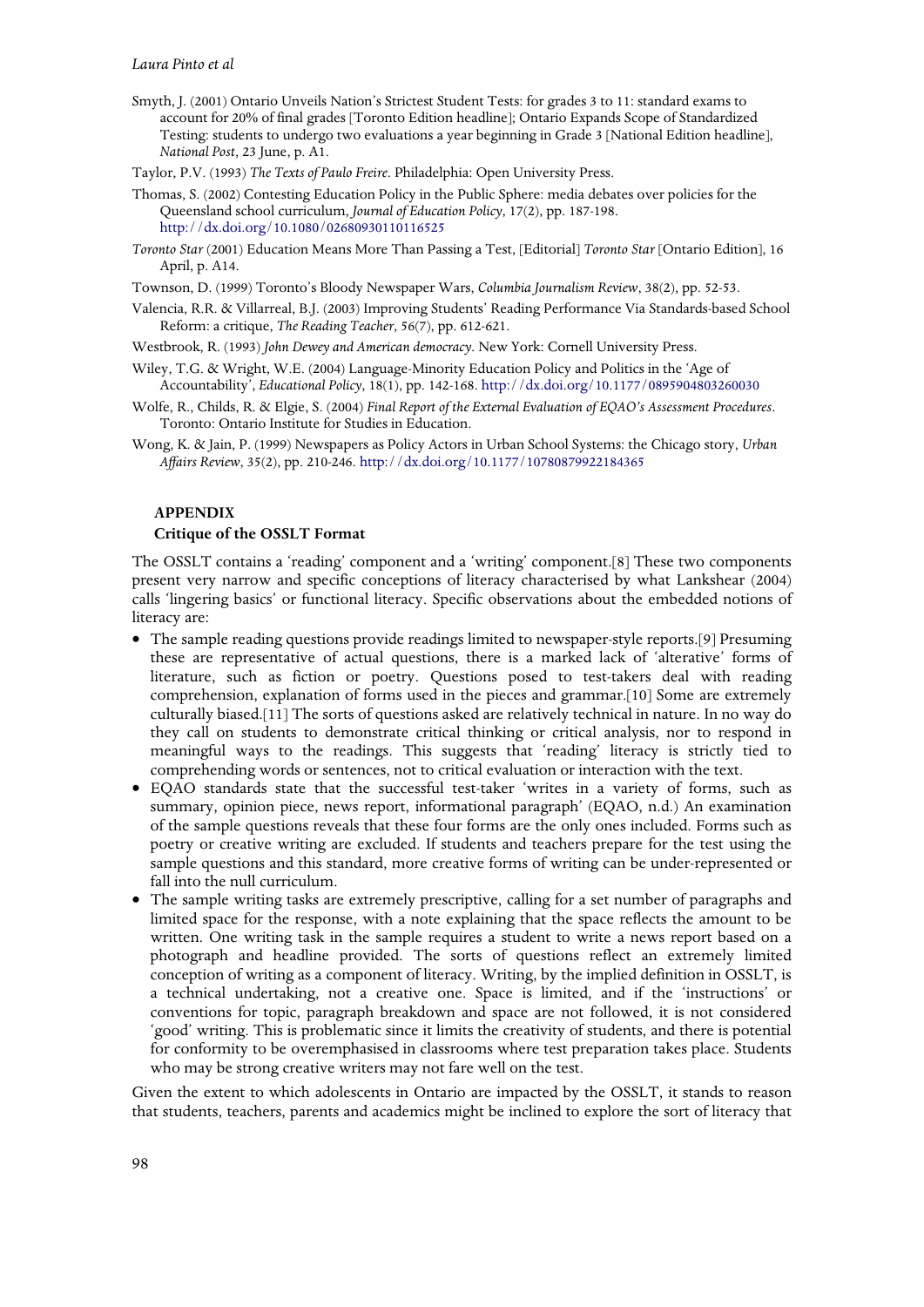Smyth, J. (2001) Ontario Unveils Nation's Strictest Student Tests: for grades 3 to 11: standard exams to account for 20% of final grades [Toronto Edition headline]; Ontario Expands Scope of Standardized Testing: students to undergo two evaluations a year beginning in Grade 3 [National Edition headline], *National Post*, 23 June, p. A1.

Taylor, P.V. (1993) *The Texts of Paulo Freire*. Philadelphia: Open University Press.

Thomas, S. (2002) Contesting Education Policy in the Public Sphere: media debates over policies for the Queensland school curriculum, *Journal of Education Policy*, 17(2), pp. 187-198. http://dx.doi.org/10.1080/02680930110116525

*Toronto Star* (2001) Education Means More Than Passing a Test, [Editorial] *Toronto Star* [Ontario Edition], 16 April, p. A14.

Townson, D. (1999) Toronto's Bloody Newspaper Wars, *Columbia Journalism Review*, 38(2), pp. 52-53.

Valencia, R.R. & Villarreal, B.J. (2003) Improving Students' Reading Performance Via Standards-based School Reform: a critique, *The Reading Teacher*, 56(7), pp. 612-621.

Westbrook, R. (1993) *John Dewey and American democracy*. New York: Cornell University Press.

Wiley, T.G. & Wright, W.E. (2004) Language-Minority Education Policy and Politics in the 'Age of Accountability', *Educational Policy*, 18(1), pp. 142-168. http://dx.doi.org/10.1177/0895904803260030

Wolfe, R., Childs, R. & Elgie, S. (2004) *Final Report of the External Evaluation of EQAO's Assessment Procedures*. Toronto: Ontario Institute for Studies in Education.

Wong, K. & Jain, P. (1999) Newspapers as Policy Actors in Urban School Systems: the Chicago story, *Urban Affairs Review*, 35(2), pp. 210-246. http://dx.doi.org/10.1177/10780879922184365

## APPENDIX

### Critique of the OSSLT Format

The OSSLT contains a 'reading' component and a 'writing' component.[8] These two components present very narrow and specific conceptions of literacy characterised by what Lankshear (2004) calls 'lingering basics' or functional literacy. Specific observations about the embedded notions of literacy are:

- The sample reading questions provide readings limited to newspaper-style reports.[9] Presuming these are representative of actual questions, there is a marked lack of 'alterative' forms of literature, such as fiction or poetry. Questions posed to test-takers deal with reading comprehension, explanation of forms used in the pieces and grammar.[10] Some are extremely culturally biased.[11] The sorts of questions asked are relatively technical in nature. In no way do they call on students to demonstrate critical thinking or critical analysis, nor to respond in meaningful ways to the readings. This suggests that 'reading' literacy is strictly tied to comprehending words or sentences, not to critical evaluation or interaction with the text.
- EQAO standards state that the successful test-taker 'writes in a variety of forms, such as summary, opinion piece, news report, informational paragraph' (EQAO, n.d.) An examination of the sample questions reveals that these four forms are the only ones included. Forms such as poetry or creative writing are excluded. If students and teachers prepare for the test using the sample questions and this standard, more creative forms of writing can be under-represented or fall into the null curriculum.
- The sample writing tasks are extremely prescriptive, calling for a set number of paragraphs and limited space for the response, with a note explaining that the space reflects the amount to be written. One writing task in the sample requires a student to write a news report based on a photograph and headline provided. The sorts of questions reflect an extremely limited conception of writing as a component of literacy. Writing, by the implied definition in OSSLT, is a technical undertaking, not a creative one. Space is limited, and if the 'instructions' or conventions for topic, paragraph breakdown and space are not followed, it is not considered 'good' writing. This is problematic since it limits the creativity of students, and there is potential for conformity to be overemphasised in classrooms where test preparation takes place. Students who may be strong creative writers may not fare well on the test.

Given the extent to which adolescents in Ontario are impacted by the OSSLT, it stands to reason that students, teachers, parents and academics might be inclined to explore the sort of literacy that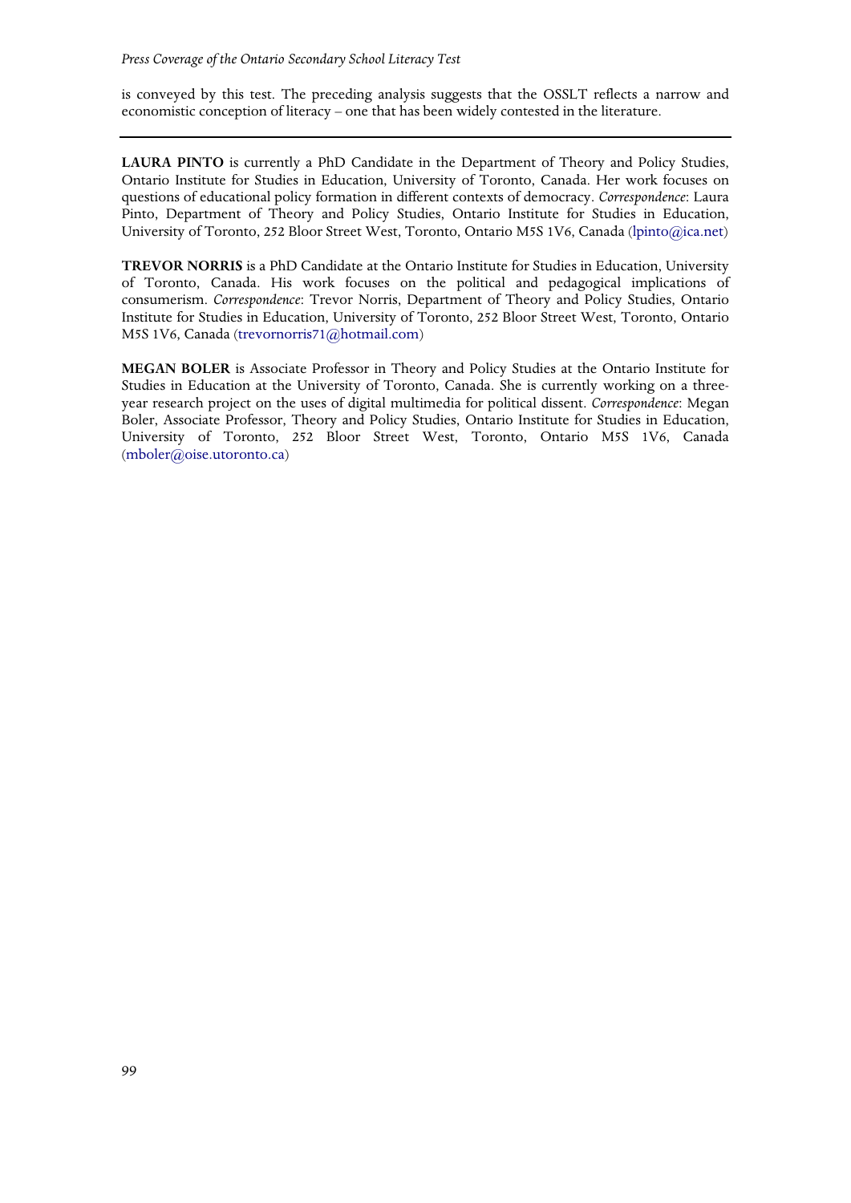is conveyed by this test. The preceding analysis suggests that the OSSLT reflects a narrow and economistic conception of literacy – one that has been widely contested in the literature.

---

**LAURA PINTO** is currently a PhD Candidate in the Department of Theory and Policy Studies, Ontario Institute for Studies in Education, University of Toronto, Canada. Her work focuses on questions of educational policy formation in different contexts of democracy. *Correspondence*: Laura Pinto, Department of Theory and Policy Studies, Ontario Institute for Studies in Education, University of Toronto, 252 Bloor Street West, Toronto, Ontario M5S 1V6, Canada (lpinto@ica.net)

**TREVOR NORRIS** is a PhD Candidate at the Ontario Institute for Studies in Education, University of Toronto, Canada. His work focuses on the political and pedagogical implications of consumerism. *Correspondence*: Trevor Norris, Department of Theory and Policy Studies, Ontario Institute for Studies in Education, University of Toronto, 252 Bloor Street West, Toronto, Ontario M5S 1V6, Canada (trevornorris71@hotmail.com)

**MEGAN BOLER** is Associate Professor in Theory and Policy Studies at the Ontario Institute for Studies in Education at the University of Toronto, Canada. She is currently working on a three-year research project on the uses of digital multimedia for political dissent. *Correspondence*: Megan Boler, Associate Professor, Theory and Policy Studies, Ontario Institute for Studies in Education, University of Toronto, 252 Bloor Street West, Toronto, Ontario M5S 1V6, Canada (mboler@oise.utoronto.ca)